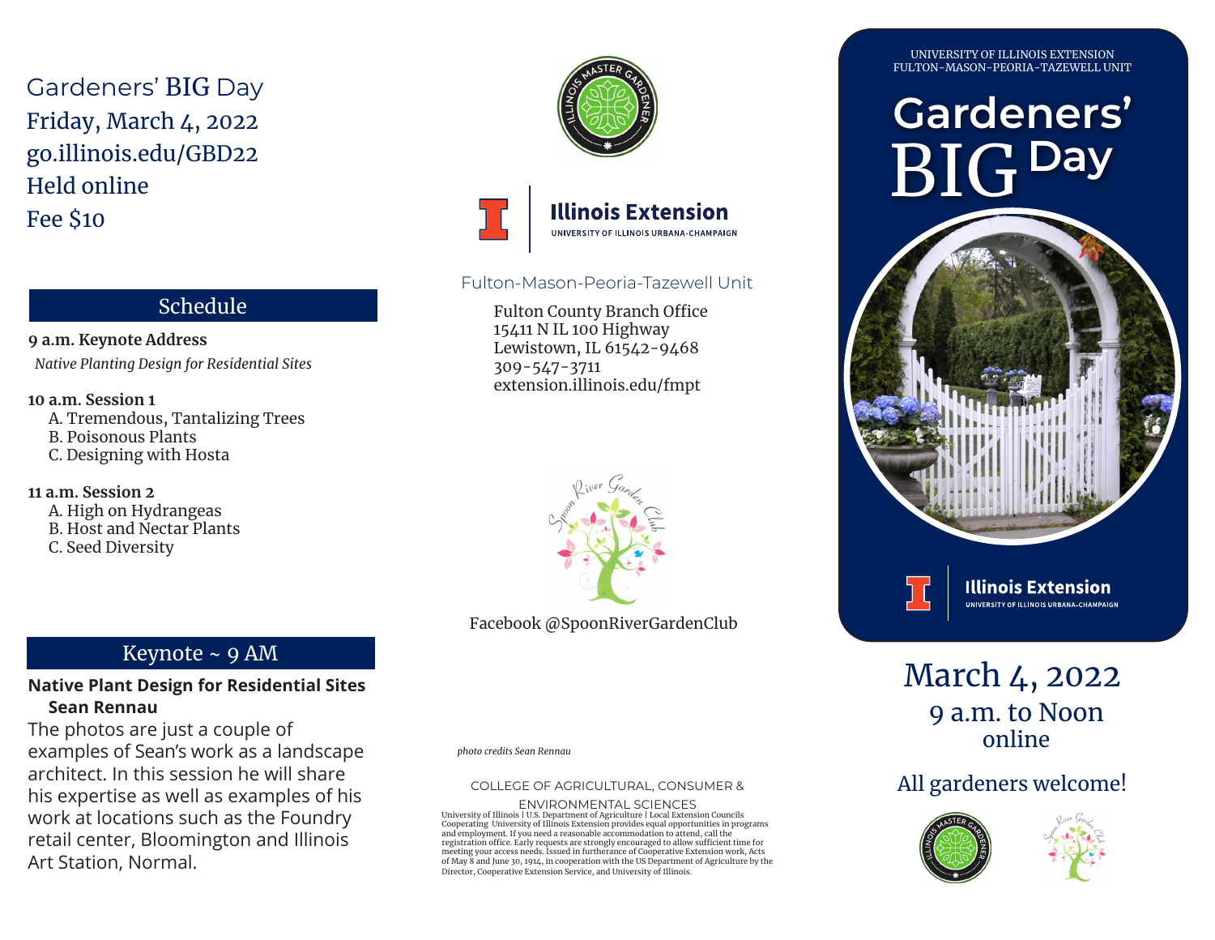# Gardeners' BIG Day

Friday, March 4, 2022
go.illinois.edu/GBD22
Held online
Fee $10

## Schedule

**9 a.m. Keynote Address**

*Native Planting Design for Residential Sites*

**10 a.m. Session 1**

A. Tremendous, Tantalizing Trees
B. Poisonous Plants
C. Designing with Hosta

**11 a.m. Session 2**

A. High on Hydrangeas
B. Host and Nectar Plants
C. Seed Diversity

## Keynote ~ 9 AM

**Native Plant Design for Residential Sites**
**Sean Rennau**

The photos are just a couple of examples of Sean's work as a landscape architect. In this session he will share his expertise as well as examples of his work at locations such as the Foundry retail center, Bloomington and Illinois Art Station, Normal.

Illinois Extension
UNIVERSITY OF ILLINOIS URBANA-CHAMPAIGN

Fulton-Mason-Peoria-Tazewell Unit

Fulton County Branch Office
15411 N IL 100 Highway
Lewistown, IL 61542-9468
309-547-3711
extension.illinois.edu/fmpt

Spoon River Garden Club

Facebook @SpoonRiverGardenClub

*photo credits Sean Rennau*

COLLEGE OF AGRICULTURAL, CONSUMER & ENVIRONMENTAL SCIENCES

University of Illinois | U.S. Department of Agriculture | Local Extension Councils Cooperating University of Illinois Extension provides equal opportunities in programs and employment. If you need a reasonable accommodation to attend, call the registration office. Early requests are strongly encouraged to allow sufficient time for meeting your access needs. Issued in furtherance of Cooperative Extension work, Acts of May 8 and June 30, 1914, in cooperation with the US Department of Agriculture by the Director, Cooperative Extension Service, and University of Illinois.

UNIVERSITY OF ILLINOIS EXTENSION
FULTON-MASON-PEORIA-TAZEWELL UNIT

# Gardeners' BIG Day

Illinois Extension
UNIVERSITY OF ILLINOIS URBANA-CHAMPAIGN

March 4, 2022
9 a.m. to Noon
online

All gardeners welcome!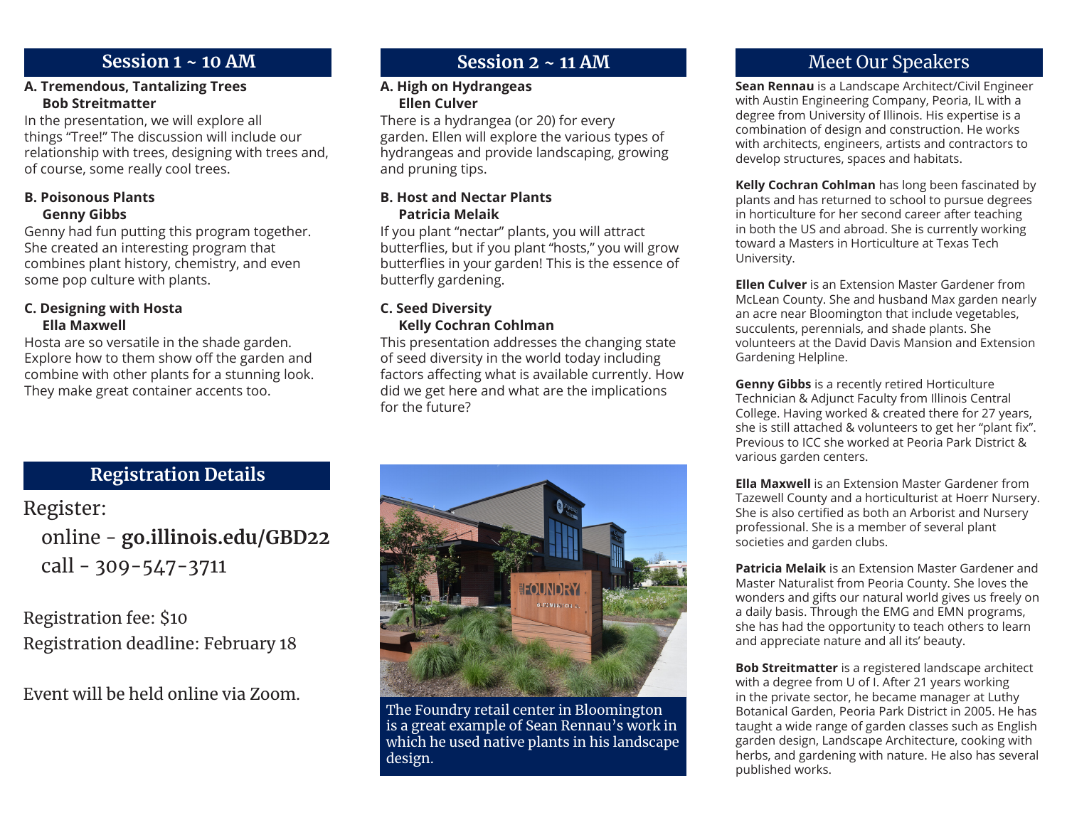## Session 1 ~ 10 AM

**A. Tremendous, Tantalizing Trees**
**Bob Streitmatter**

In the presentation, we will explore all things "Tree!" The discussion will include our relationship with trees, designing with trees and, of course, some really cool trees.

**B. Poisonous Plants**
**Genny Gibbs**

Genny had fun putting this program together. She created an interesting program that combines plant history, chemistry, and even some pop culture with plants.

**C. Designing with Hosta**
**Ella Maxwell**

Hosta are so versatile in the shade garden. Explore how to them show off the garden and combine with other plants for a stunning look. They make great container accents too.

## Registration Details

Register:

online - **go.illinois.edu/GBD22**
call - 309-547-3711

Registration fee: $10
Registration deadline: February 18

Event will be held online via Zoom.

## Session 2 ~ 11 AM

**A. High on Hydrangeas**
**Ellen Culver**

There is a hydrangea (or 20) for every garden. Ellen will explore the various types of hydrangeas and provide landscaping, growing and pruning tips.

**B. Host and Nectar Plants**
**Patricia Melaik**

If you plant "nectar" plants, you will attract butterflies, but if you plant "hosts," you will grow butterflies in your garden! This is the essence of butterfly gardening.

**C. Seed Diversity**
**Kelly Cochran Cohlman**

This presentation addresses the changing state of seed diversity in the world today including factors affecting what is available currently. How did we get here and what are the implications for the future?

The Foundry retail center in Bloomington is a great example of Sean Rennau's work in which he used native plants in his landscape design.

## Meet Our Speakers

**Sean Rennau** is a Landscape Architect/Civil Engineer with Austin Engineering Company, Peoria, IL with a degree from University of Illinois. His expertise is a combination of design and construction. He works with architects, engineers, artists and contractors to develop structures, spaces and habitats.

**Kelly Cochran Cohlman** has long been fascinated by plants and has returned to school to pursue degrees in horticulture for her second career after teaching in both the US and abroad. She is currently working toward a Masters in Horticulture at Texas Tech University.

**Ellen Culver** is an Extension Master Gardener from McLean County. She and husband Max garden nearly an acre near Bloomington that include vegetables, succulents, perennials, and shade plants. She volunteers at the David Davis Mansion and Extension Gardening Helpline.

**Genny Gibbs** is a recently retired Horticulture Technician & Adjunct Faculty from Illinois Central College. Having worked & created there for 27 years, she is still attached & volunteers to get her "plant fix". Previous to ICC she worked at Peoria Park District & various garden centers.

**Ella Maxwell** is an Extension Master Gardener from Tazewell County and a horticulturist at Hoerr Nursery. She is also certified as both an Arborist and Nursery professional. She is a member of several plant societies and garden clubs.

**Patricia Melaik** is an Extension Master Gardener and Master Naturalist from Peoria County. She loves the wonders and gifts our natural world gives us freely on a daily basis. Through the EMG and EMN programs, she has had the opportunity to teach others to learn and appreciate nature and all its' beauty.

**Bob Streitmatter** is a registered landscape architect with a degree from U of I. After 21 years working in the private sector, he became manager at Luthy Botanical Garden, Peoria Park District in 2005. He has taught a wide range of garden classes such as English garden design, Landscape Architecture, cooking with herbs, and gardening with nature. He also has several published works.